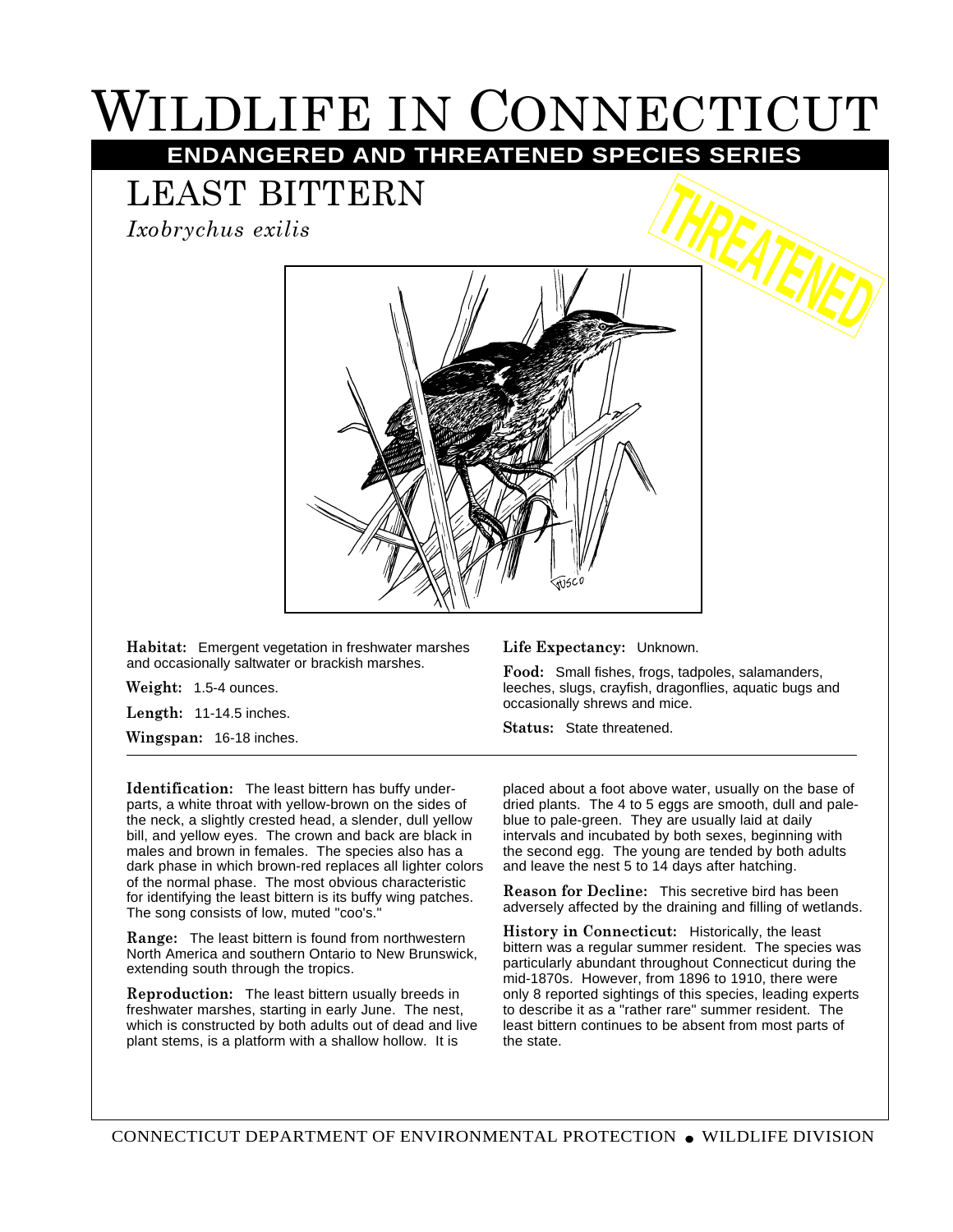# WILDLIFE IN CONNECTICUT

## ENDANGERED AND THREATENED SPECIES SERIES

THREATENED

## LEAST BITTERN

*Ixobrychus exilis*

**Habitat:** Emergent vegetation in freshwater marshes and occasionally saltwater or brackish marshes.

**Weight:** 1.5-4 ounces.

**Length:** 11-14.5 inches.

**Wingspan:** 16-18 inches.

**Life Expectancy:** Unknown.

**Food:** Small fishes, frogs, tadpoles, salamanders, leeches, slugs, crayfish, dragonflies, aquatic bugs and occasionally shrews and mice.

**Status:** State threatened.

---

**Identification:** The least bittern has buffy underparts, a white throat with yellow-brown on the sides of the neck, a slightly crested head, a slender, dull yellow bill, and yellow eyes. The crown and back are black in males and brown in females. The species also has a dark phase in which brown-red replaces all lighter colors of the normal phase. The most obvious characteristic for identifying the least bittern is its buffy wing patches. The song consists of low, muted "coo's."

**Range:** The least bittern is found from northwestern North America and southern Ontario to New Brunswick, extending south through the tropics.

**Reproduction:** The least bittern usually breeds in freshwater marshes, starting in early June. The nest, which is constructed by both adults out of dead and live plant stems, is a platform with a shallow hollow. It is placed about a foot above water, usually on the base of dried plants. The 4 to 5 eggs are smooth, dull and pale-blue to pale-green. They are usually laid at daily intervals and incubated by both sexes, beginning with the second egg. The young are tended by both adults and leave the nest 5 to 14 days after hatching.

**Reason for Decline:** This secretive bird has been adversely affected by the draining and filling of wetlands.

**History in Connecticut:** Historically, the least bittern was a regular summer resident. The species was particularly abundant throughout Connecticut during the mid-1870s. However, from 1896 to 1910, there were only 8 reported sightings of this species, leading experts to describe it as a "rather rare" summer resident. The least bittern continues to be absent from most parts of the state.

CONNECTICUT DEPARTMENT OF ENVIRONMENTAL PROTECTION • WILDLIFE DIVISION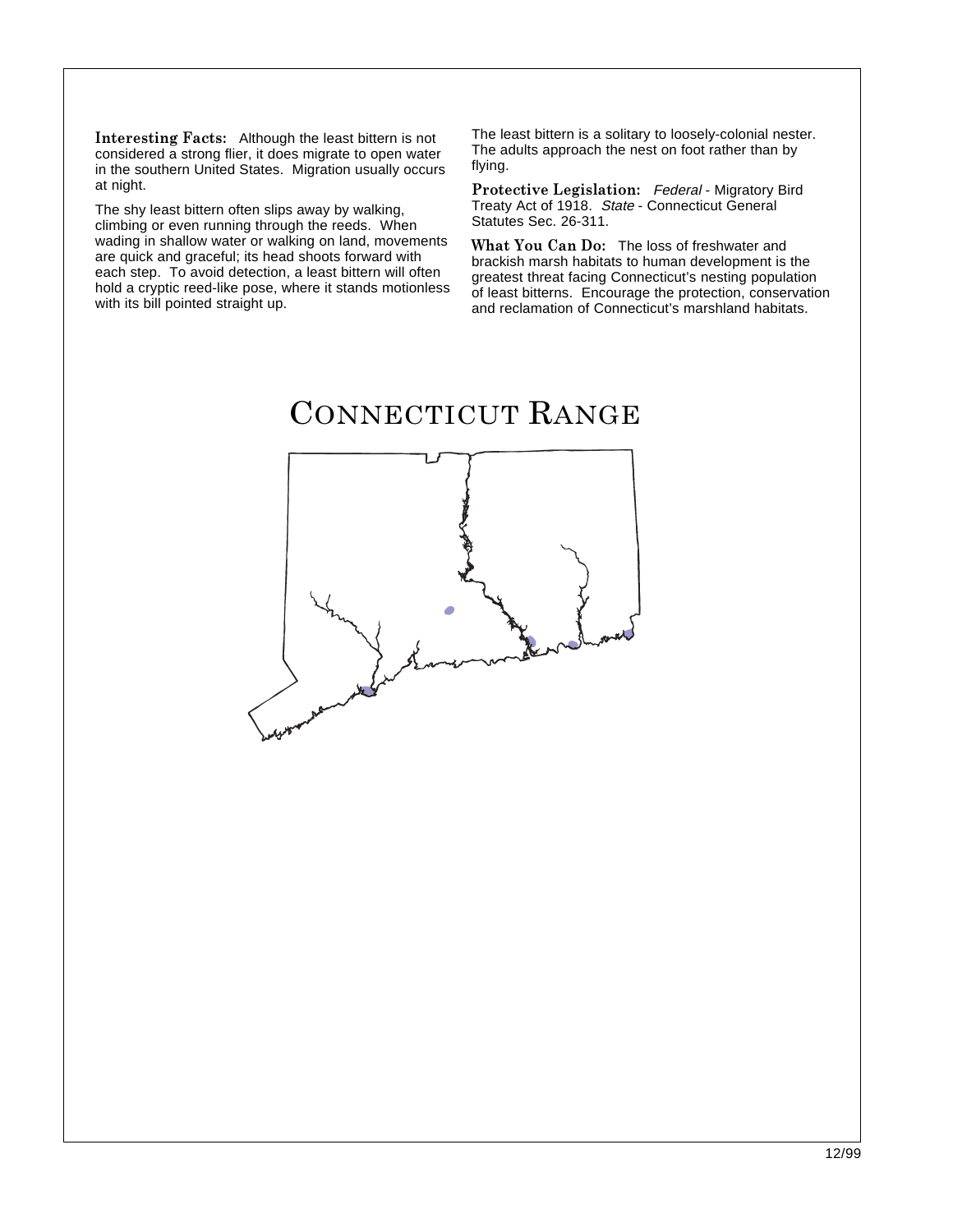**Interesting Facts:** Although the least bittern is not considered a strong flier, it does migrate to open water in the southern United States. Migration usually occurs at night.

The shy least bittern often slips away by walking, climbing or even running through the reeds. When wading in shallow water or walking on land, movements are quick and graceful; its head shoots forward with each step. To avoid detection, a least bittern will often hold a cryptic reed-like pose, where it stands motionless with its bill pointed straight up.

The least bittern is a solitary to loosely-colonial nester. The adults approach the nest on foot rather than by flying.

**Protective Legislation:** *Federal* - Migratory Bird Treaty Act of 1918. *State* - Connecticut General Statutes Sec. 26-311.

**What You Can Do:** The loss of freshwater and brackish marsh habitats to human development is the greatest threat facing Connecticut's nesting population of least bitterns. Encourage the protection, conservation and reclamation of Connecticut's marshland habitats.

## Connecticut Range

12/99